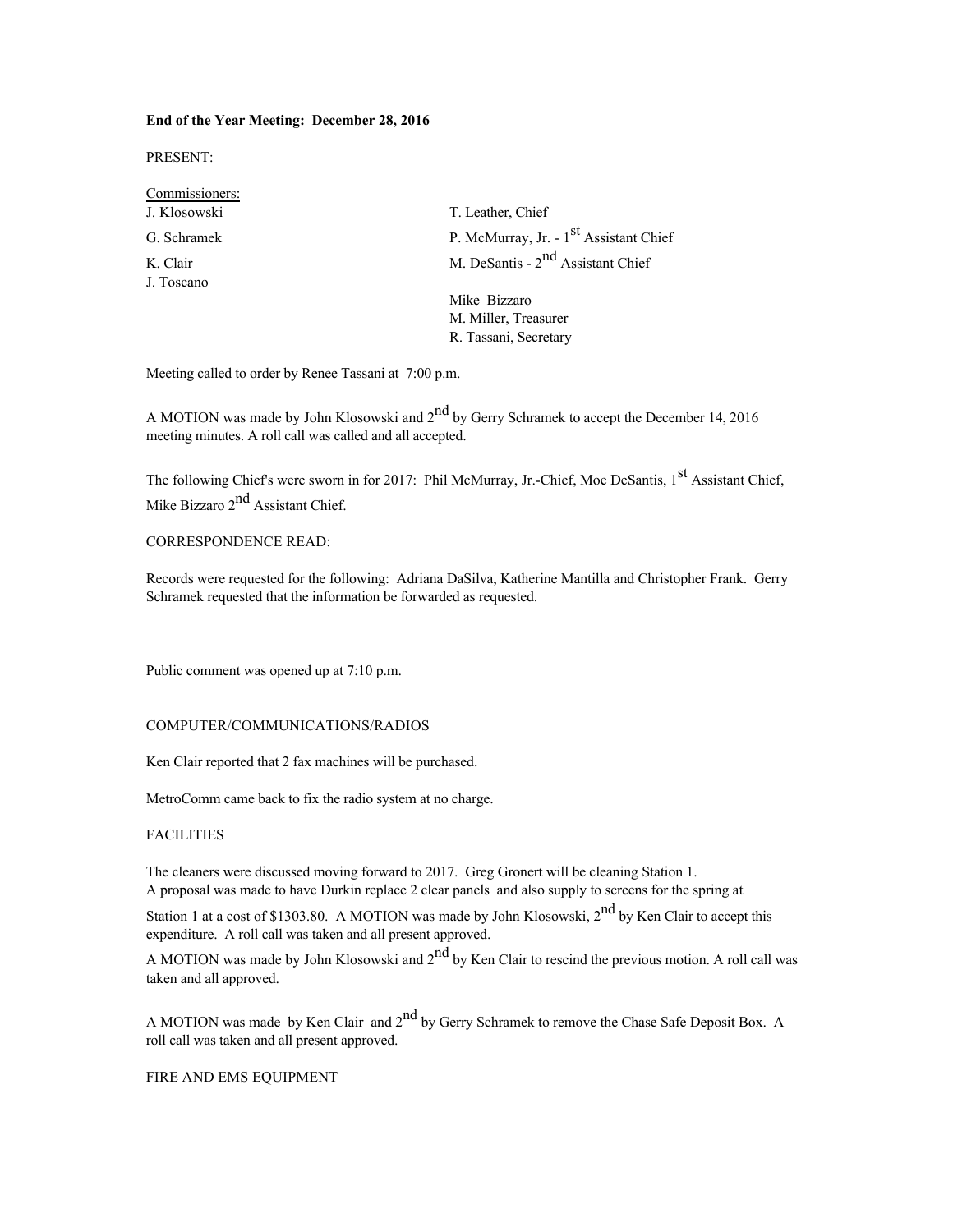**End of the Year Meeting: December 28, 2016**

PRESENT:

Commissioners:

| Commissioners | |
|---|---|
| J. Klosowski | T. Leather, Chief |
| G. Schramek | P. McMurray, Jr. - 1st Assistant Chief |
| K. Clair | M. DeSantis - 2nd Assistant Chief |
| J. Toscano | |
| | Mike Bizzaro |
| | M. Miller, Treasurer |
| | R. Tassani, Secretary |

Meeting called to order by Renee Tassani at 7:00 p.m.

A MOTION was made by John Klosowski and 2nd by Gerry Schramek to accept the December 14, 2016 meeting minutes. A roll call was called and all accepted.

The following Chief's were sworn in for 2017: Phil McMurray, Jr.-Chief, Moe DeSantis, 1st Assistant Chief, Mike Bizzaro 2nd Assistant Chief.

CORRESPONDENCE READ:

Records were requested for the following: Adriana DaSilva, Katherine Mantilla and Christopher Frank. Gerry Schramek requested that the information be forwarded as requested.

Public comment was opened up at 7:10 p.m.

COMPUTER/COMMUNICATIONS/RADIOS

Ken Clair reported that 2 fax machines will be purchased.

MetroComm came back to fix the radio system at no charge.

FACILITIES

The cleaners were discussed moving forward to 2017. Greg Gronert will be cleaning Station 1.
A proposal was made to have Durkin replace 2 clear panels and also supply to screens for the spring at Station 1 at a cost of $1303.80. A MOTION was made by John Klosowski, 2nd by Ken Clair to accept this expenditure. A roll call was taken and all present approved.
A MOTION was made by John Klosowski and 2nd by Ken Clair to rescind the previous motion. A roll call was taken and all approved.

A MOTION was made by Ken Clair and 2nd by Gerry Schramek to remove the Chase Safe Deposit Box. A roll call was taken and all present approved.

FIRE AND EMS EQUIPMENT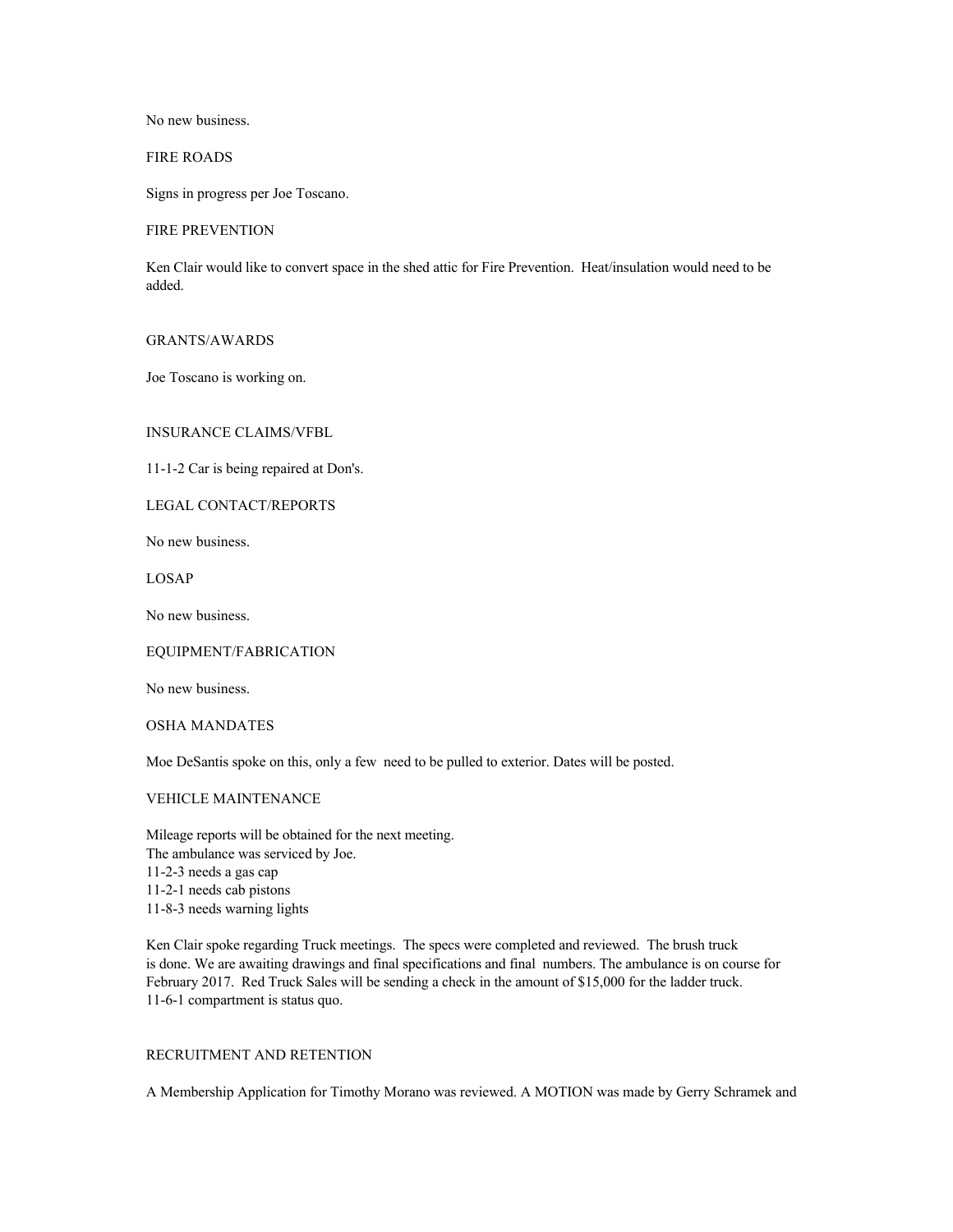No new business.

## FIRE ROADS

Signs in progress per Joe Toscano.

## FIRE PREVENTION

Ken Clair would like to convert space in the shed attic for Fire Prevention. Heat/insulation would need to be added.

## GRANTS/AWARDS

Joe Toscano is working on.

## INSURANCE CLAIMS/VFBL

11-1-2 Car is being repaired at Don's.

## LEGAL CONTACT/REPORTS

No new business.

## LOSAP

No new business.

## EQUIPMENT/FABRICATION

No new business.

## OSHA MANDATES

Moe DeSantis spoke on this, only a few need to be pulled to exterior. Dates will be posted.

## VEHICLE MAINTENANCE

Mileage reports will be obtained for the next meeting.
The ambulance was serviced by Joe.
11-2-3 needs a gas cap
11-2-1 needs cab pistons
11-8-3 needs warning lights

Ken Clair spoke regarding Truck meetings. The specs were completed and reviewed. The brush truck is done. We are awaiting drawings and final specifications and final numbers. The ambulance is on course for February 2017. Red Truck Sales will be sending a check in the amount of $15,000 for the ladder truck.
11-6-1 compartment is status quo.

## RECRUITMENT AND RETENTION

A Membership Application for Timothy Morano was reviewed. A MOTION was made by Gerry Schramek and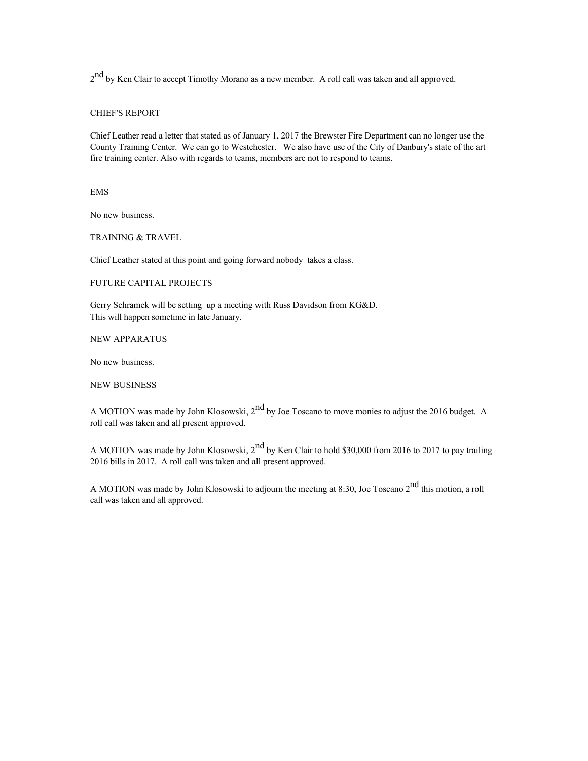2nd by Ken Clair to accept Timothy Morano as a new member. A roll call was taken and all approved.

CHIEF'S REPORT

Chief Leather read a letter that stated as of January 1, 2017 the Brewster Fire Department can no longer use the County Training Center. We can go to Westchester. We also have use of the City of Danbury's state of the art fire training center. Also with regards to teams, members are not to respond to teams.

EMS

No new business.

TRAINING & TRAVEL

Chief Leather stated at this point and going forward nobody takes a class.

FUTURE CAPITAL PROJECTS

Gerry Schramek will be setting up a meeting with Russ Davidson from KG&D.
This will happen sometime in late January.

NEW APPARATUS

No new business.

NEW BUSINESS

A MOTION was made by John Klosowski, 2nd by Joe Toscano to move monies to adjust the 2016 budget. A roll call was taken and all present approved.

A MOTION was made by John Klosowski, 2nd by Ken Clair to hold $30,000 from 2016 to 2017 to pay trailing 2016 bills in 2017. A roll call was taken and all present approved.

A MOTION was made by John Klosowski to adjourn the meeting at 8:30, Joe Toscano 2nd this motion, a roll call was taken and all approved.